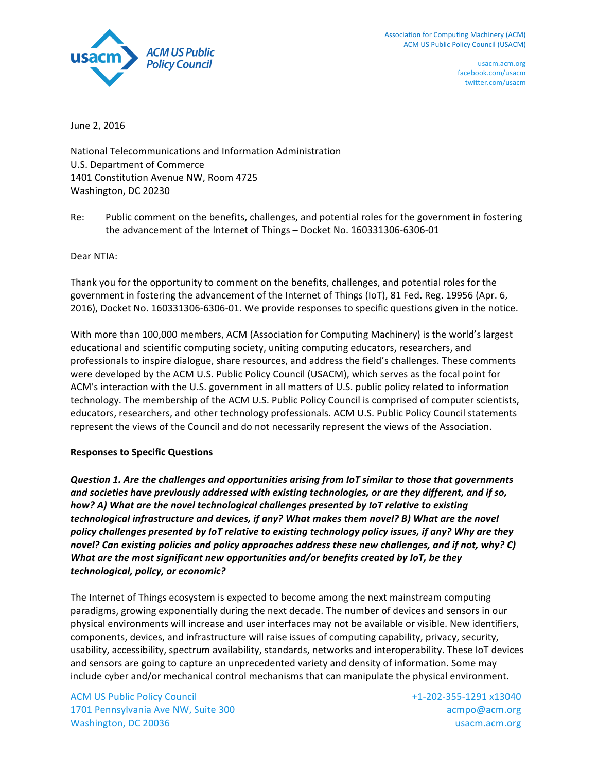Association for Computing Machinery (ACM)
ACM US Public Policy Council (USACM)

usacm.acm.org
facebook.com/usacm
twitter.com/usacm

June 2, 2016

National Telecommunications and Information Administration
U.S. Department of Commerce
1401 Constitution Avenue NW, Room 4725
Washington, DC 20230

Re: Public comment on the benefits, challenges, and potential roles for the government in fostering the advancement of the Internet of Things – Docket No. 160331306-6306-01

Dear NTIA:

Thank you for the opportunity to comment on the benefits, challenges, and potential roles for the government in fostering the advancement of the Internet of Things (IoT), 81 Fed. Reg. 19956 (Apr. 6, 2016), Docket No. 160331306-6306-01. We provide responses to specific questions given in the notice.

With more than 100,000 members, ACM (Association for Computing Machinery) is the world's largest educational and scientific computing society, uniting computing educators, researchers, and professionals to inspire dialogue, share resources, and address the field's challenges. These comments were developed by the ACM U.S. Public Policy Council (USACM), which serves as the focal point for ACM's interaction with the U.S. government in all matters of U.S. public policy related to information technology. The membership of the ACM U.S. Public Policy Council is comprised of computer scientists, educators, researchers, and other technology professionals. ACM U.S. Public Policy Council statements represent the views of the Council and do not necessarily represent the views of the Association.

**Responses to Specific Questions**

***Question 1. Are the challenges and opportunities arising from IoT similar to those that governments and societies have previously addressed with existing technologies, or are they different, and if so, how? A) What are the novel technological challenges presented by IoT relative to existing technological infrastructure and devices, if any? What makes them novel? B) What are the novel policy challenges presented by IoT relative to existing technology policy issues, if any? Why are they novel? Can existing policies and policy approaches address these new challenges, and if not, why? C) What are the most significant new opportunities and/or benefits created by IoT, be they technological, policy, or economic?***

The Internet of Things ecosystem is expected to become among the next mainstream computing paradigms, growing exponentially during the next decade. The number of devices and sensors in our physical environments will increase and user interfaces may not be available or visible. New identifiers, components, devices, and infrastructure will raise issues of computing capability, privacy, security, usability, accessibility, spectrum availability, standards, networks and interoperability. These IoT devices and sensors are going to capture an unprecedented variety and density of information. Some may include cyber and/or mechanical control mechanisms that can manipulate the physical environment.

ACM US Public Policy Council
1701 Pennsylvania Ave NW, Suite 300
Washington, DC 20036

+1-202-355-1291 x13040
acmpo@acm.org
usacm.acm.org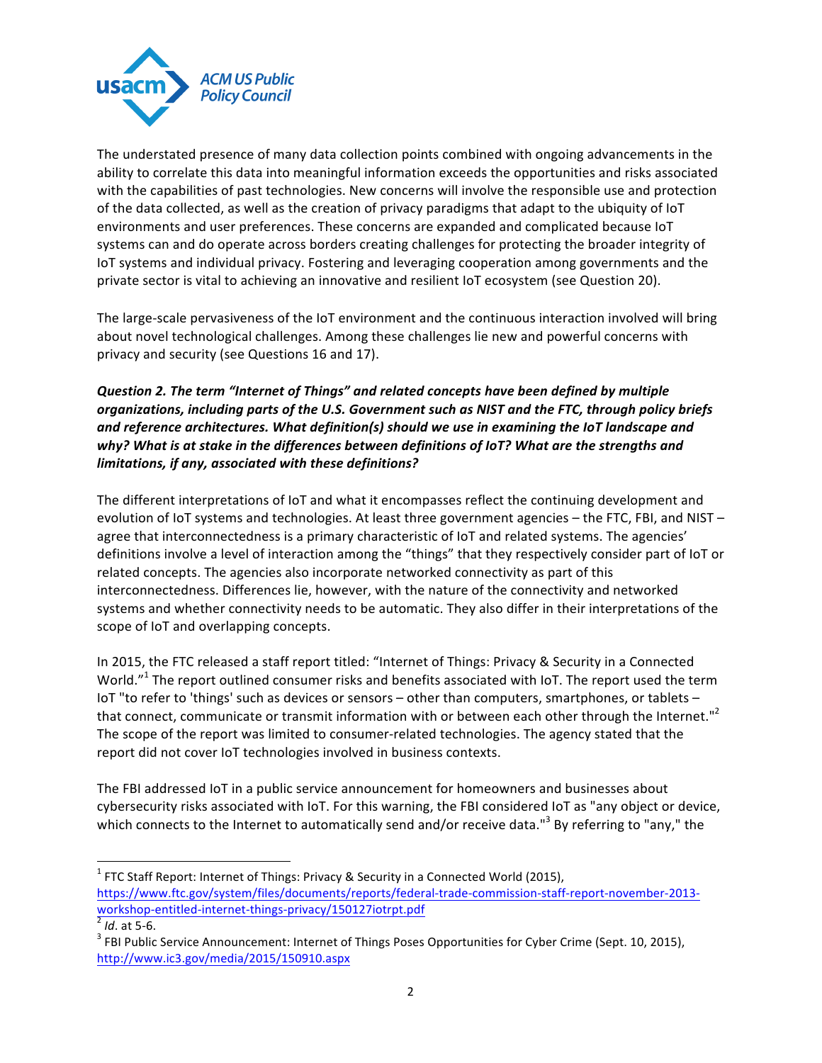The understated presence of many data collection points combined with ongoing advancements in the ability to correlate this data into meaningful information exceeds the opportunities and risks associated with the capabilities of past technologies. New concerns will involve the responsible use and protection of the data collected, as well as the creation of privacy paradigms that adapt to the ubiquity of IoT environments and user preferences. These concerns are expanded and complicated because IoT systems can and do operate across borders creating challenges for protecting the broader integrity of IoT systems and individual privacy. Fostering and leveraging cooperation among governments and the private sector is vital to achieving an innovative and resilient IoT ecosystem (see Question 20).

The large-scale pervasiveness of the IoT environment and the continuous interaction involved will bring about novel technological challenges. Among these challenges lie new and powerful concerns with privacy and security (see Questions 16 and 17).

***Question 2. The term "Internet of Things" and related concepts have been defined by multiple organizations, including parts of the U.S. Government such as NIST and the FTC, through policy briefs and reference architectures. What definition(s) should we use in examining the IoT landscape and why? What is at stake in the differences between definitions of IoT? What are the strengths and limitations, if any, associated with these definitions?***

The different interpretations of IoT and what it encompasses reflect the continuing development and evolution of IoT systems and technologies. At least three government agencies – the FTC, FBI, and NIST – agree that interconnectedness is a primary characteristic of IoT and related systems. The agencies' definitions involve a level of interaction among the "things" that they respectively consider part of IoT or related concepts. The agencies also incorporate networked connectivity as part of this interconnectedness. Differences lie, however, with the nature of the connectivity and networked systems and whether connectivity needs to be automatic. They also differ in their interpretations of the scope of IoT and overlapping concepts.

In 2015, the FTC released a staff report titled: "Internet of Things: Privacy & Security in a Connected World."[1] The report outlined consumer risks and benefits associated with IoT. The report used the term IoT "to refer to 'things' such as devices or sensors – other than computers, smartphones, or tablets – that connect, communicate or transmit information with or between each other through the Internet."[2] The scope of the report was limited to consumer-related technologies. The agency stated that the report did not cover IoT technologies involved in business contexts.

The FBI addressed IoT in a public service announcement for homeowners and businesses about cybersecurity risks associated with IoT. For this warning, the FBI considered IoT as "any object or device, which connects to the Internet to automatically send and/or receive data."[3] By referring to "any," the

---

[1] FTC Staff Report: Internet of Things: Privacy & Security in a Connected World (2015), https://www.ftc.gov/system/files/documents/reports/federal-trade-commission-staff-report-november-2013-workshop-entitled-internet-things-privacy/150127iotrpt.pdf

[2] *Id*. at 5-6.

[3] FBI Public Service Announcement: Internet of Things Poses Opportunities for Cyber Crime (Sept. 10, 2015), http://www.ic3.gov/media/2015/150910.aspx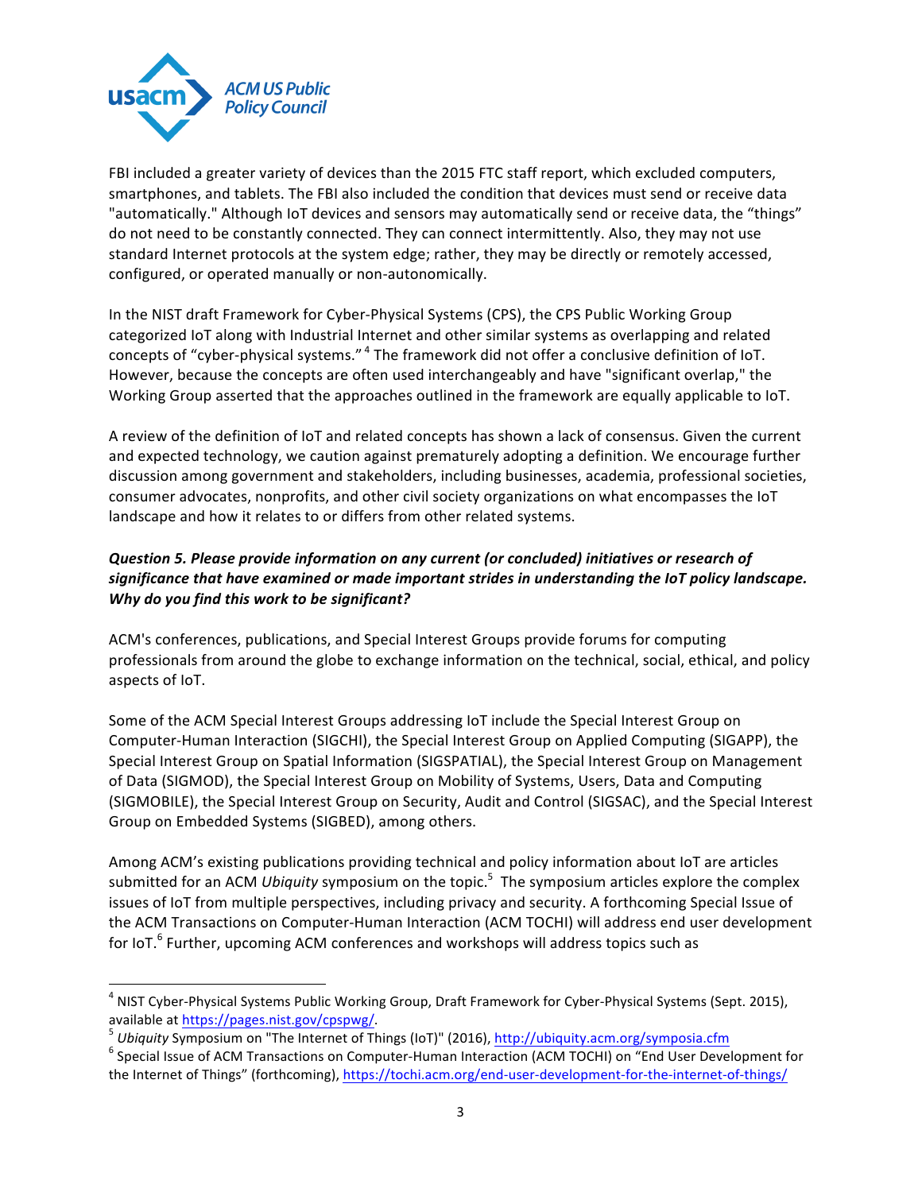FBI included a greater variety of devices than the 2015 FTC staff report, which excluded computers, smartphones, and tablets. The FBI also included the condition that devices must send or receive data "automatically." Although IoT devices and sensors may automatically send or receive data, the "things" do not need to be constantly connected. They can connect intermittently. Also, they may not use standard Internet protocols at the system edge; rather, they may be directly or remotely accessed, configured, or operated manually or non-autonomically.

In the NIST draft Framework for Cyber-Physical Systems (CPS), the CPS Public Working Group categorized IoT along with Industrial Internet and other similar systems as overlapping and related concepts of "cyber-physical systems."[4] The framework did not offer a conclusive definition of IoT. However, because the concepts are often used interchangeably and have "significant overlap," the Working Group asserted that the approaches outlined in the framework are equally applicable to IoT.

A review of the definition of IoT and related concepts has shown a lack of consensus. Given the current and expected technology, we caution against prematurely adopting a definition. We encourage further discussion among government and stakeholders, including businesses, academia, professional societies, consumer advocates, nonprofits, and other civil society organizations on what encompasses the IoT landscape and how it relates to or differs from other related systems.

***Question 5. Please provide information on any current (or concluded) initiatives or research of significance that have examined or made important strides in understanding the IoT policy landscape. Why do you find this work to be significant?***

ACM's conferences, publications, and Special Interest Groups provide forums for computing professionals from around the globe to exchange information on the technical, social, ethical, and policy aspects of IoT.

Some of the ACM Special Interest Groups addressing IoT include the Special Interest Group on Computer-Human Interaction (SIGCHI), the Special Interest Group on Applied Computing (SIGAPP), the Special Interest Group on Spatial Information (SIGSPATIAL), the Special Interest Group on Management of Data (SIGMOD), the Special Interest Group on Mobility of Systems, Users, Data and Computing (SIGMOBILE), the Special Interest Group on Security, Audit and Control (SIGSAC), and the Special Interest Group on Embedded Systems (SIGBED), among others.

Among ACM's existing publications providing technical and policy information about IoT are articles submitted for an ACM *Ubiquity* symposium on the topic.[5] The symposium articles explore the complex issues of IoT from multiple perspectives, including privacy and security. A forthcoming Special Issue of the ACM Transactions on Computer-Human Interaction (ACM TOCHI) will address end user development for IoT.[6] Further, upcoming ACM conferences and workshops will address topics such as

---

[4] NIST Cyber-Physical Systems Public Working Group, Draft Framework for Cyber-Physical Systems (Sept. 2015), available at https://pages.nist.gov/cpspwg/.

[5] *Ubiquity* Symposium on "The Internet of Things (IoT)" (2016), http://ubiquity.acm.org/symposia.cfm

[6] Special Issue of ACM Transactions on Computer-Human Interaction (ACM TOCHI) on "End User Development for the Internet of Things" (forthcoming), https://tochi.acm.org/end-user-development-for-the-internet-of-things/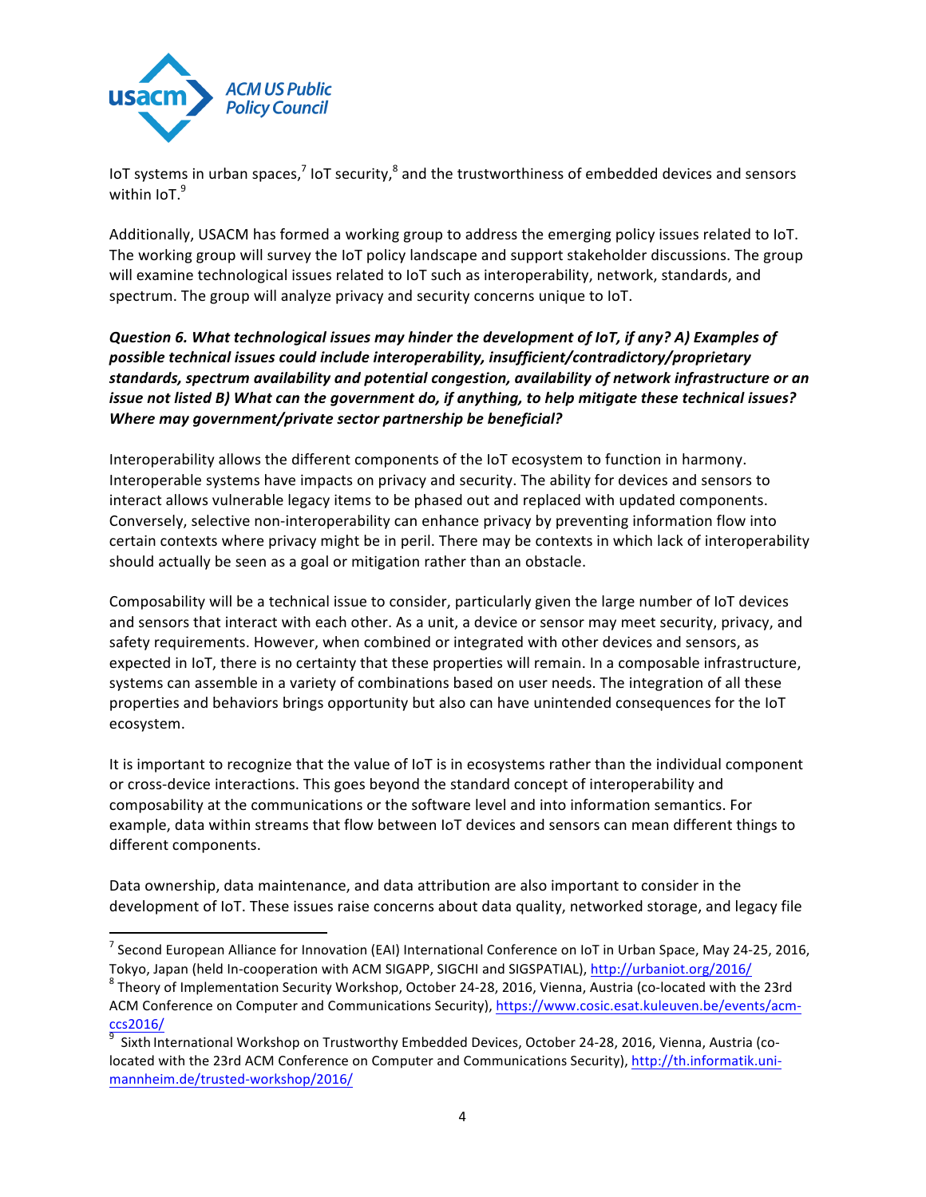IoT systems in urban spaces,[7] IoT security,[8] and the trustworthiness of embedded devices and sensors within IoT.[9]

Additionally, USACM has formed a working group to address the emerging policy issues related to IoT. The working group will survey the IoT policy landscape and support stakeholder discussions. The group will examine technological issues related to IoT such as interoperability, network, standards, and spectrum. The group will analyze privacy and security concerns unique to IoT.

***Question 6. What technological issues may hinder the development of IoT, if any? A) Examples of possible technical issues could include interoperability, insufficient/contradictory/proprietary standards, spectrum availability and potential congestion, availability of network infrastructure or an issue not listed B) What can the government do, if anything, to help mitigate these technical issues? Where may government/private sector partnership be beneficial?***

Interoperability allows the different components of the IoT ecosystem to function in harmony. Interoperable systems have impacts on privacy and security. The ability for devices and sensors to interact allows vulnerable legacy items to be phased out and replaced with updated components. Conversely, selective non-interoperability can enhance privacy by preventing information flow into certain contexts where privacy might be in peril. There may be contexts in which lack of interoperability should actually be seen as a goal or mitigation rather than an obstacle.

Composability will be a technical issue to consider, particularly given the large number of IoT devices and sensors that interact with each other. As a unit, a device or sensor may meet security, privacy, and safety requirements. However, when combined or integrated with other devices and sensors, as expected in IoT, there is no certainty that these properties will remain. In a composable infrastructure, systems can assemble in a variety of combinations based on user needs. The integration of all these properties and behaviors brings opportunity but also can have unintended consequences for the IoT ecosystem.

It is important to recognize that the value of IoT is in ecosystems rather than the individual component or cross-device interactions. This goes beyond the standard concept of interoperability and composability at the communications or the software level and into information semantics. For example, data within streams that flow between IoT devices and sensors can mean different things to different components.

Data ownership, data maintenance, and data attribution are also important to consider in the development of IoT. These issues raise concerns about data quality, networked storage, and legacy file

---

[7] Second European Alliance for Innovation (EAI) International Conference on IoT in Urban Space, May 24-25, 2016, Tokyo, Japan (held In-cooperation with ACM SIGAPP, SIGCHI and SIGSPATIAL), http://urbaniot.org/2016/

[8] Theory of Implementation Security Workshop, October 24-28, 2016, Vienna, Austria (co-located with the 23rd ACM Conference on Computer and Communications Security), https://www.cosic.esat.kuleuven.be/events/acm-ccs2016/

[9] Sixth International Workshop on Trustworthy Embedded Devices, October 24-28, 2016, Vienna, Austria (co-located with the 23rd ACM Conference on Computer and Communications Security), http://th.informatik.uni-mannheim.de/trusted-workshop/2016/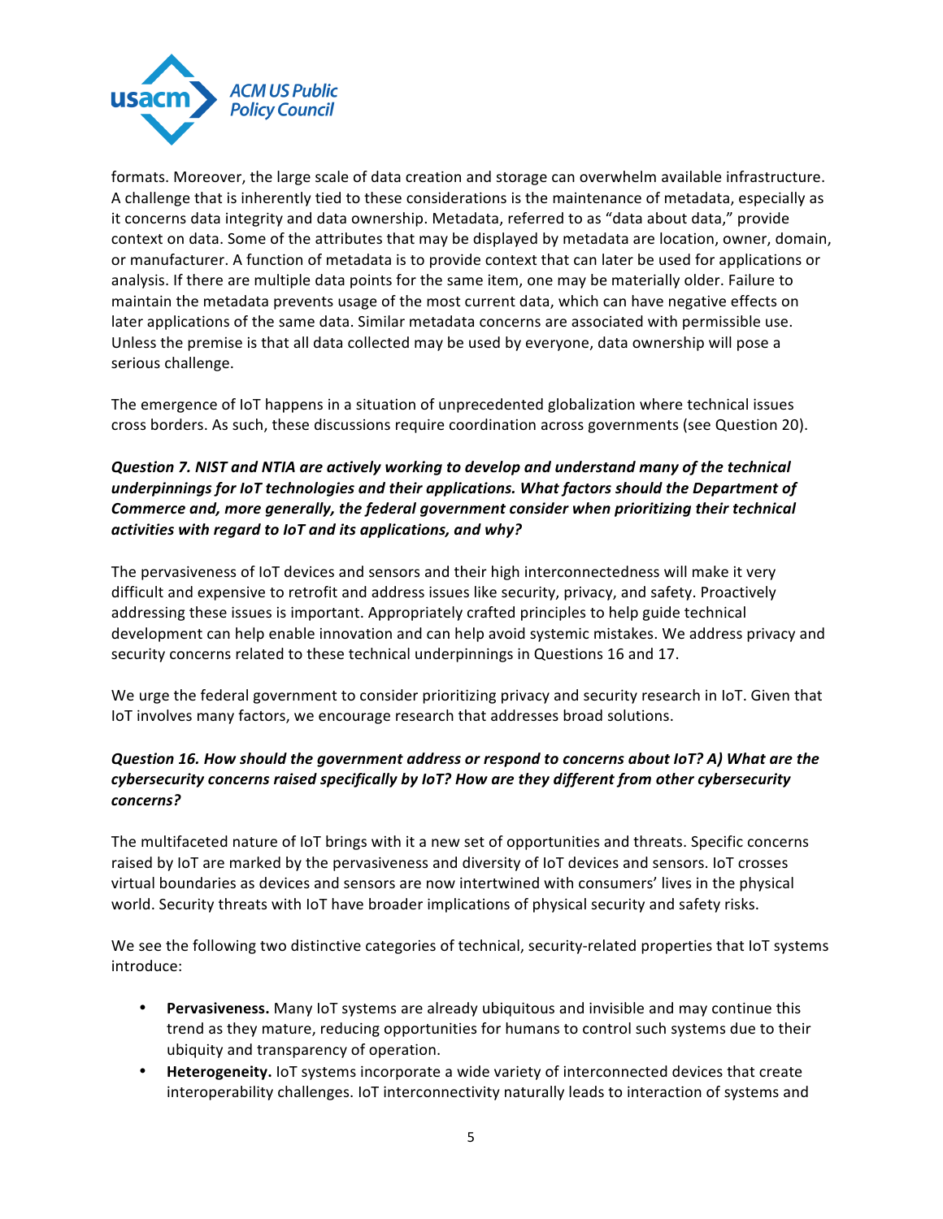formats. Moreover, the large scale of data creation and storage can overwhelm available infrastructure. A challenge that is inherently tied to these considerations is the maintenance of metadata, especially as it concerns data integrity and data ownership. Metadata, referred to as "data about data," provide context on data. Some of the attributes that may be displayed by metadata are location, owner, domain, or manufacturer. A function of metadata is to provide context that can later be used for applications or analysis. If there are multiple data points for the same item, one may be materially older. Failure to maintain the metadata prevents usage of the most current data, which can have negative effects on later applications of the same data. Similar metadata concerns are associated with permissible use. Unless the premise is that all data collected may be used by everyone, data ownership will pose a serious challenge.

The emergence of IoT happens in a situation of unprecedented globalization where technical issues cross borders. As such, these discussions require coordination across governments (see Question 20).

***Question 7. NIST and NTIA are actively working to develop and understand many of the technical underpinnings for IoT technologies and their applications. What factors should the Department of Commerce and, more generally, the federal government consider when prioritizing their technical activities with regard to IoT and its applications, and why?***

The pervasiveness of IoT devices and sensors and their high interconnectedness will make it very difficult and expensive to retrofit and address issues like security, privacy, and safety. Proactively addressing these issues is important. Appropriately crafted principles to help guide technical development can help enable innovation and can help avoid systemic mistakes. We address privacy and security concerns related to these technical underpinnings in Questions 16 and 17.

We urge the federal government to consider prioritizing privacy and security research in IoT. Given that IoT involves many factors, we encourage research that addresses broad solutions.

***Question 16. How should the government address or respond to concerns about IoT? A) What are the cybersecurity concerns raised specifically by IoT? How are they different from other cybersecurity concerns?***

The multifaceted nature of IoT brings with it a new set of opportunities and threats. Specific concerns raised by IoT are marked by the pervasiveness and diversity of IoT devices and sensors. IoT crosses virtual boundaries as devices and sensors are now intertwined with consumers' lives in the physical world. Security threats with IoT have broader implications of physical security and safety risks.

We see the following two distinctive categories of technical, security-related properties that IoT systems introduce:

- **Pervasiveness.** Many IoT systems are already ubiquitous and invisible and may continue this trend as they mature, reducing opportunities for humans to control such systems due to their ubiquity and transparency of operation.
- **Heterogeneity.** IoT systems incorporate a wide variety of interconnected devices that create interoperability challenges. IoT interconnectivity naturally leads to interaction of systems and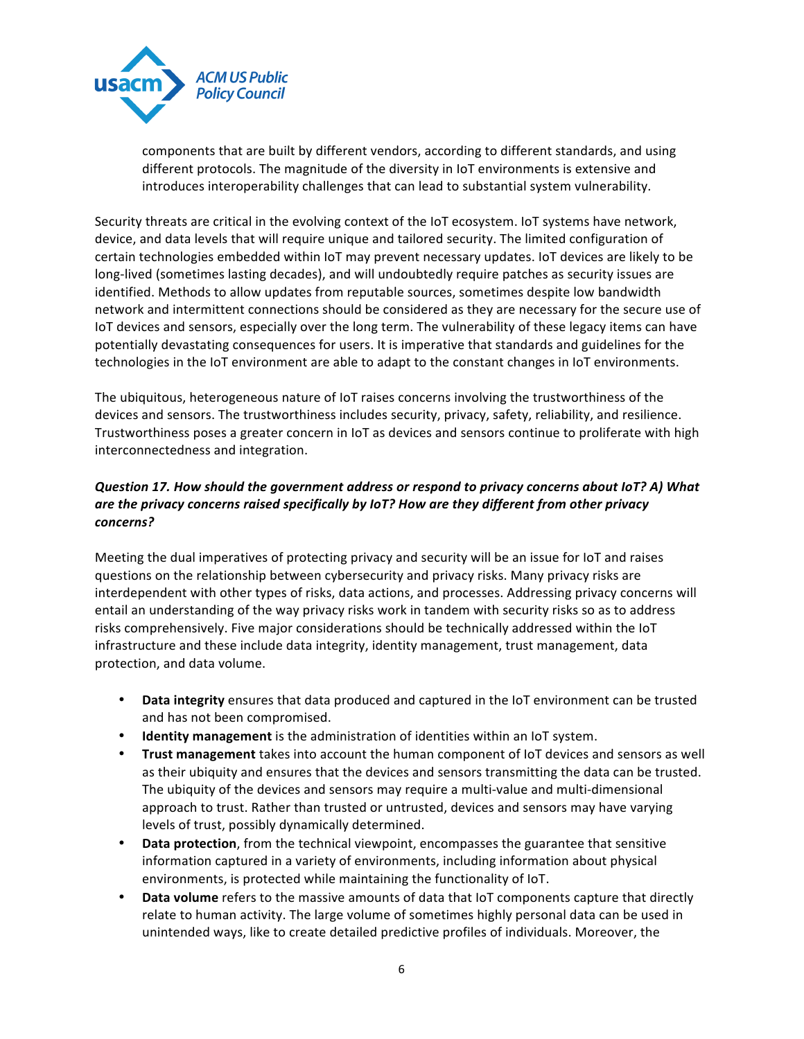components that are built by different vendors, according to different standards, and using different protocols. The magnitude of the diversity in IoT environments is extensive and introduces interoperability challenges that can lead to substantial system vulnerability.

Security threats are critical in the evolving context of the IoT ecosystem. IoT systems have network, device, and data levels that will require unique and tailored security. The limited configuration of certain technologies embedded within IoT may prevent necessary updates. IoT devices are likely to be long-lived (sometimes lasting decades), and will undoubtedly require patches as security issues are identified. Methods to allow updates from reputable sources, sometimes despite low bandwidth network and intermittent connections should be considered as they are necessary for the secure use of IoT devices and sensors, especially over the long term. The vulnerability of these legacy items can have potentially devastating consequences for users. It is imperative that standards and guidelines for the technologies in the IoT environment are able to adapt to the constant changes in IoT environments.

The ubiquitous, heterogeneous nature of IoT raises concerns involving the trustworthiness of the devices and sensors. The trustworthiness includes security, privacy, safety, reliability, and resilience. Trustworthiness poses a greater concern in IoT as devices and sensors continue to proliferate with high interconnectedness and integration.

***Question 17. How should the government address or respond to privacy concerns about IoT? A) What are the privacy concerns raised specifically by IoT? How are they different from other privacy concerns?***

Meeting the dual imperatives of protecting privacy and security will be an issue for IoT and raises questions on the relationship between cybersecurity and privacy risks. Many privacy risks are interdependent with other types of risks, data actions, and processes. Addressing privacy concerns will entail an understanding of the way privacy risks work in tandem with security risks so as to address risks comprehensively. Five major considerations should be technically addressed within the IoT infrastructure and these include data integrity, identity management, trust management, data protection, and data volume.

- **Data integrity** ensures that data produced and captured in the IoT environment can be trusted and has not been compromised.
- **Identity management** is the administration of identities within an IoT system.
- **Trust management** takes into account the human component of IoT devices and sensors as well as their ubiquity and ensures that the devices and sensors transmitting the data can be trusted. The ubiquity of the devices and sensors may require a multi-value and multi-dimensional approach to trust. Rather than trusted or untrusted, devices and sensors may have varying levels of trust, possibly dynamically determined.
- **Data protection**, from the technical viewpoint, encompasses the guarantee that sensitive information captured in a variety of environments, including information about physical environments, is protected while maintaining the functionality of IoT.
- **Data volume** refers to the massive amounts of data that IoT components capture that directly relate to human activity. The large volume of sometimes highly personal data can be used in unintended ways, like to create detailed predictive profiles of individuals. Moreover, the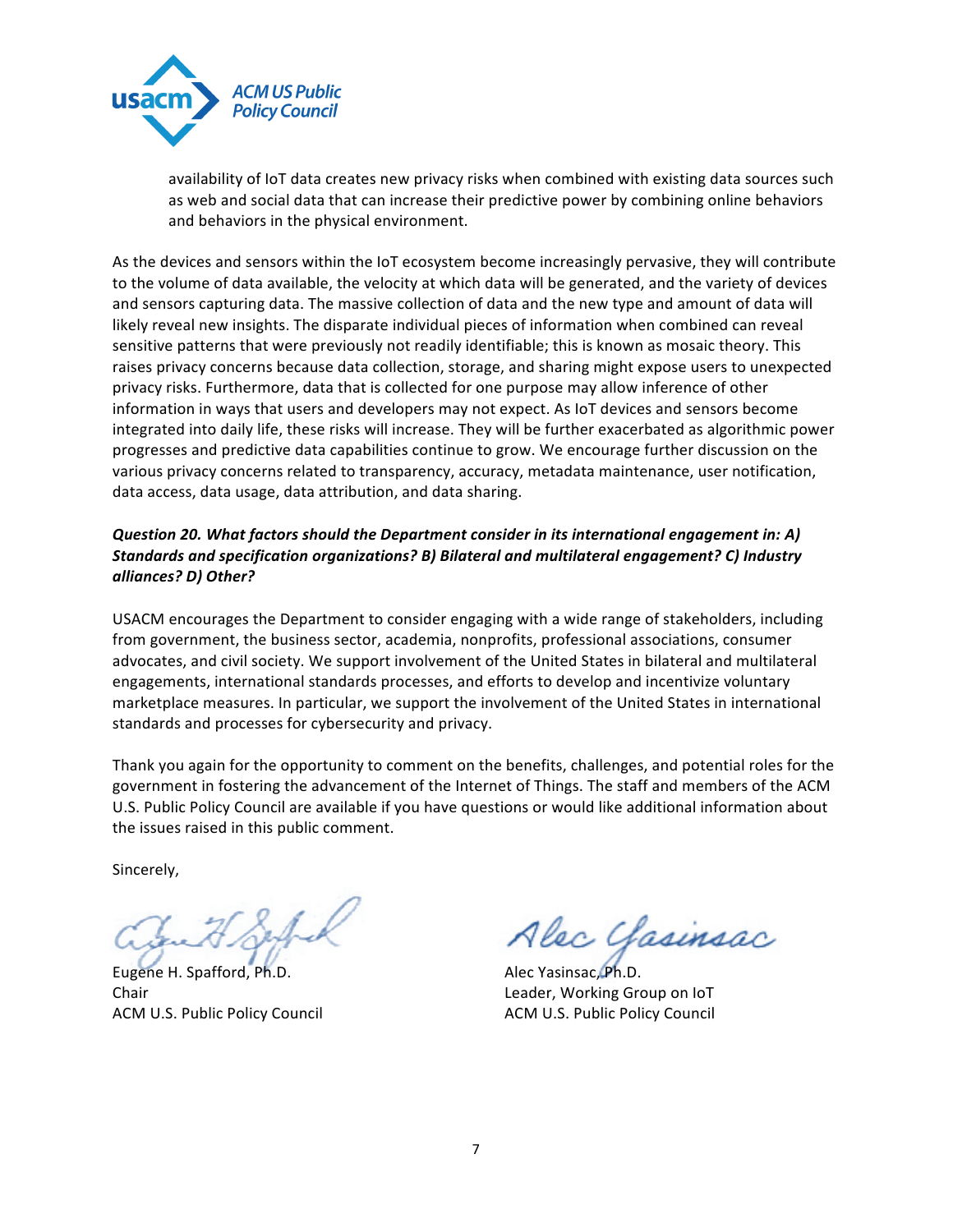availability of IoT data creates new privacy risks when combined with existing data sources such as web and social data that can increase their predictive power by combining online behaviors and behaviors in the physical environment.

As the devices and sensors within the IoT ecosystem become increasingly pervasive, they will contribute to the volume of data available, the velocity at which data will be generated, and the variety of devices and sensors capturing data. The massive collection of data and the new type and amount of data will likely reveal new insights. The disparate individual pieces of information when combined can reveal sensitive patterns that were previously not readily identifiable; this is known as mosaic theory. This raises privacy concerns because data collection, storage, and sharing might expose users to unexpected privacy risks. Furthermore, data that is collected for one purpose may allow inference of other information in ways that users and developers may not expect. As IoT devices and sensors become integrated into daily life, these risks will increase. They will be further exacerbated as algorithmic power progresses and predictive data capabilities continue to grow. We encourage further discussion on the various privacy concerns related to transparency, accuracy, metadata maintenance, user notification, data access, data usage, data attribution, and data sharing.

***Question 20. What factors should the Department consider in its international engagement in: A) Standards and specification organizations? B) Bilateral and multilateral engagement? C) Industry alliances? D) Other?***

USACM encourages the Department to consider engaging with a wide range of stakeholders, including from government, the business sector, academia, nonprofits, professional associations, consumer advocates, and civil society. We support involvement of the United States in bilateral and multilateral engagements, international standards processes, and efforts to develop and incentivize voluntary marketplace measures. In particular, we support the involvement of the United States in international standards and processes for cybersecurity and privacy.

Thank you again for the opportunity to comment on the benefits, challenges, and potential roles for the government in fostering the advancement of the Internet of Things. The staff and members of the ACM U.S. Public Policy Council are available if you have questions or would like additional information about the issues raised in this public comment.

Sincerely,

Eugene H. Spafford, Ph.D.
Chair
ACM U.S. Public Policy Council

Alec Yasinsac, Ph.D.
Leader, Working Group on IoT
ACM U.S. Public Policy Council